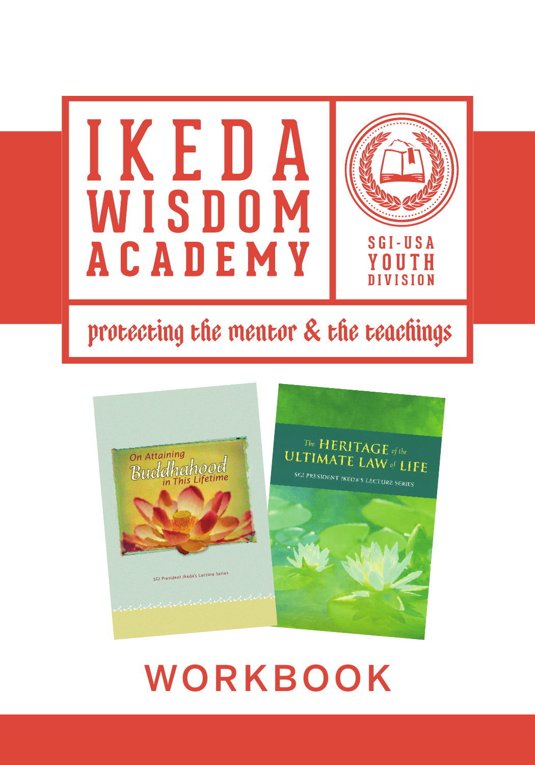# IKEDA WISDOM ACADEMY

SGI-USA YOUTH DIVISION

protecting the mentor & the teachings

On Attaining Buddhahood in This Lifetime

SGI President Ikeda's Lecture Series

The HERITAGE of the ULTIMATE LAW of LIFE

SGI PRESIDENT IKEDA'S LECTURE SERIES

# WORKBOOK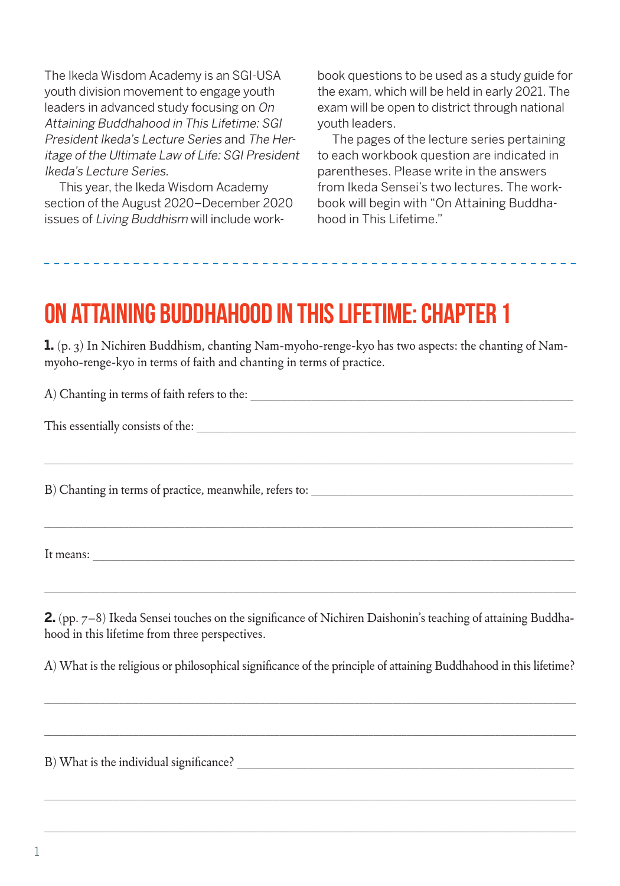The Ikeda Wisdom Academy is an SGI-USA youth division movement to engage youth leaders in advanced study focusing on *On Attaining Buddhahood in This Lifetime: SGI President Ikeda's Lecture Series* and *The Heritage of the Ultimate Law of Life: SGI President Ikeda's Lecture Series.*

This year, the Ikeda Wisdom Academy section of the August 2020–December 2020 issues of *Living Buddhism* will include workbook questions to be used as a study guide for the exam, which will be held in early 2021. The exam will be open to district through national youth leaders.

The pages of the lecture series pertaining to each workbook question are indicated in parentheses. Please write in the answers from Ikeda Sensei's two lectures. The workbook will begin with "On Attaining Buddhahood in This Lifetime."

# ON ATTAINING BUDDHAHOOD IN THIS LIFETIME: CHAPTER 1

**1.** (p. 3) In Nichiren Buddhism, chanting Nam-myoho-renge-kyo has two aspects: the chanting of Nam-myoho-renge-kyo in terms of faith and chanting in terms of practice.

A) Chanting in terms of faith refers to the: ______________________________

This essentially consists of the: ______________________________

______________________________

B) Chanting in terms of practice, meanwhile, refers to: ______________________________

______________________________

It means: ______________________________

______________________________

**2.** (pp. 7–8) Ikeda Sensei touches on the significance of Nichiren Daishonin's teaching of attaining Buddhahood in this lifetime from three perspectives.

A) What is the religious or philosophical significance of the principle of attaining Buddhahood in this lifetime?

______________________________

______________________________

B) What is the individual significance? ______________________________

______________________________

______________________________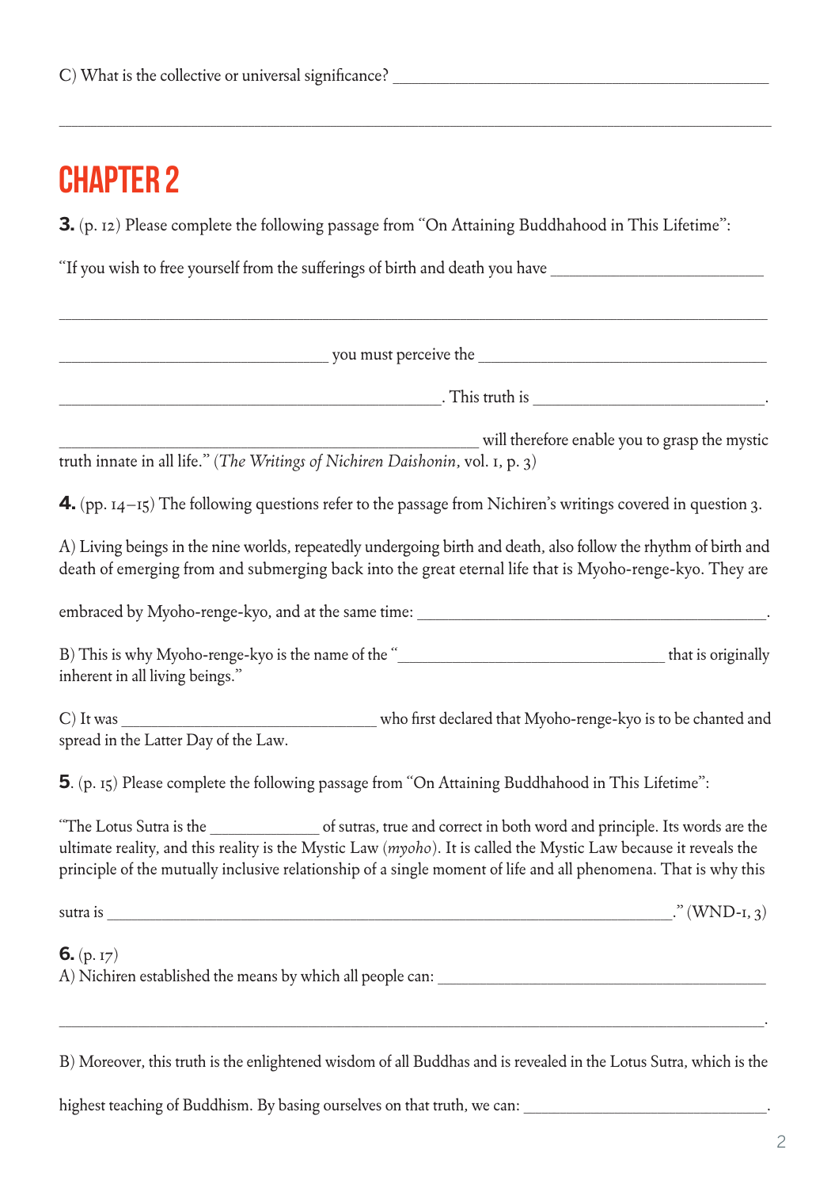C) What is the collective or universal significance? ______________________________________________

________________________________________________________________________________________

# CHAPTER 2

**3.** (p. 12) Please complete the following passage from "On Attaining Buddhahood in This Lifetime":

"If you wish to free yourself from the sufferings of birth and death you have __________________________

________________________________________________________________________________________

________________________________ you must perceive the ___________________________________

______________________________________________. This truth is ___________________________.

__________________________________________________ will therefore enable you to grasp the mystic truth innate in all life." (*The Writings of Nichiren Daishonin*, vol. 1, p. 3)

**4.** (pp. 14–15) The following questions refer to the passage from Nichiren's writings covered in question 3.

A) Living beings in the nine worlds, repeatedly undergoing birth and death, also follow the rhythm of birth and death of emerging from and submerging back into the great eternal life that is Myoho-renge-kyo. They are embraced by Myoho-renge-kyo, and at the same time: __________________________________________.

B) This is why Myoho-renge-kyo is the name of the "________________________________ that is originally inherent in all living beings."

C) It was ______________________________ who first declared that Myoho-renge-kyo is to be chanted and spread in the Latter Day of the Law.

**5**. (p. 15) Please complete the following passage from "On Attaining Buddhahood in This Lifetime":

"The Lotus Sutra is the _____________ of sutras, true and correct in both word and principle. Its words are the ultimate reality, and this reality is the Mystic Law (*myoho*). It is called the Mystic Law because it reveals the principle of the mutually inclusive relationship of a single moment of life and all phenomena. That is why this sutra is ____________________________________________________________________." (WND-1, 3)

**6.** (p. 17)
A) Nichiren established the means by which all people can: ________________________________________

________________________________________________________________________________________.

B) Moreover, this truth is the enlightened wisdom of all Buddhas and is revealed in the Lotus Sutra, which is the highest teaching of Buddhism. By basing ourselves on that truth, we can: _____________________________.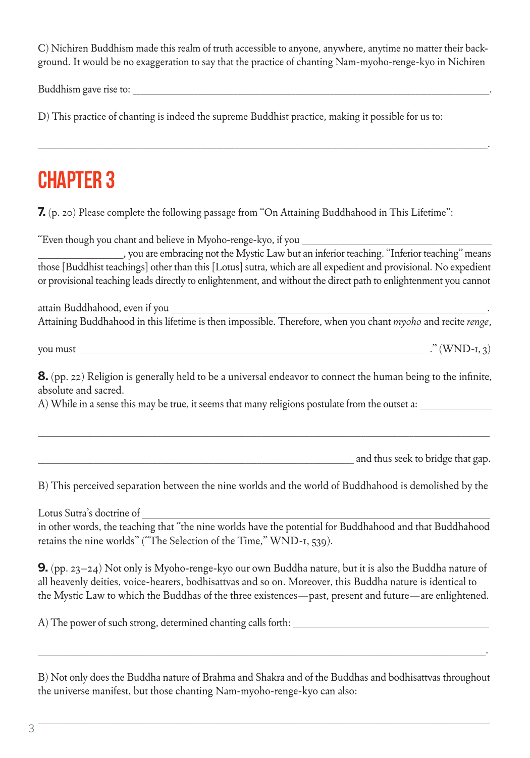C) Nichiren Buddhism made this realm of truth accessible to anyone, anywhere, anytime no matter their background. It would be no exaggeration to say that the practice of chanting Nam-myoho-renge-kyo in Nichiren Buddhism gave rise to: ______________________________________________.

D) This practice of chanting is indeed the supreme Buddhist practice, making it possible for us to:

______________________________________________.

# CHAPTER 3

**7.** (p. 20) Please complete the following passage from "On Attaining Buddhahood in This Lifetime":

"Even though you chant and believe in Myoho-renge-kyo, if you ______________________________, you are embracing not the Mystic Law but an inferior teaching. "Inferior teaching" means those [Buddhist teachings] other than this [Lotus] sutra, which are all expedient and provisional. No expedient or provisional teaching leads directly to enlightenment, and without the direct path to enlightenment you cannot attain Buddhahood, even if you ______________________________. Attaining Buddhahood in this lifetime is then impossible. Therefore, when you chant *myoho* and recite *renge*, you must ______________________________." (WND-1, 3)

**8.** (pp. 22) Religion is generally held to be a universal endeavor to connect the human being to the infinite, absolute and sacred.

A) While in a sense this may be true, it seems that many religions postulate from the outset a: ______________________________ and thus seek to bridge that gap.

B) This perceived separation between the nine worlds and the world of Buddhahood is demolished by the Lotus Sutra's doctrine of ______________________________ in other words, the teaching that "the nine worlds have the potential for Buddhahood and that Buddhahood retains the nine worlds" ("The Selection of the Time," WND-1, 539).

**9.** (pp. 23–24) Not only is Myoho-renge-kyo our own Buddha nature, but it is also the Buddha nature of all heavenly deities, voice-hearers, bodhisattvas and so on. Moreover, this Buddha nature is identical to the Mystic Law to which the Buddhas of the three existences—past, present and future—are enlightened.

A) The power of such strong, determined chanting calls forth: ______________________________.

B) Not only does the Buddha nature of Brahma and Shakra and of the Buddhas and bodhisattvas throughout the universe manifest, but those chanting Nam-myoho-renge-kyo can also:

______________________________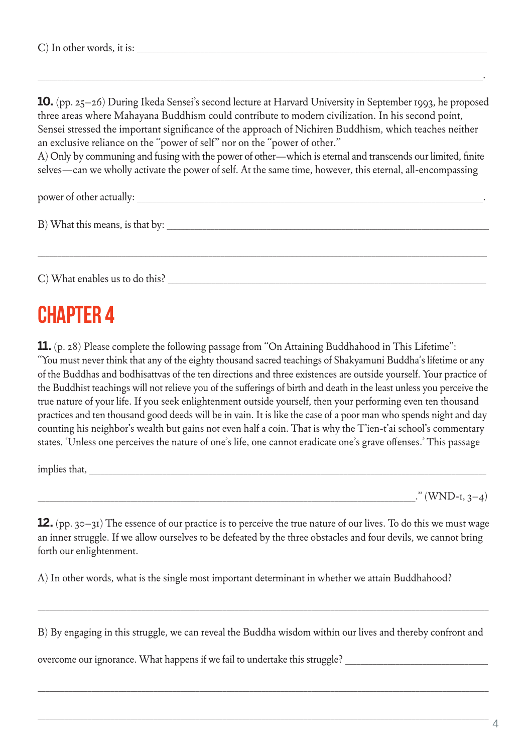C) In other words, it is: ______________________________________________________________________

______________________________________________________________________________.

**10.** (pp. 25–26) During Ikeda Sensei's second lecture at Harvard University in September 1993, he proposed three areas where Mahayana Buddhism could contribute to modern civilization. In his second point, Sensei stressed the important significance of the approach of Nichiren Buddhism, which teaches neither an exclusive reliance on the "power of self" nor on the "power of other."

A) Only by communing and fusing with the power of other—which is eternal and transcends our limited, finite selves—can we wholly activate the power of self. At the same time, however, this eternal, all-encompassing power of other actually: ______________________________________________________________.

B) What this means, is that by: ______________________________________________________________

______________________________________________________________________________

C) What enables us to do this? ______________________________________________________________

# CHAPTER 4

**11.** (p. 28) Please complete the following passage from "On Attaining Buddhahood in This Lifetime":
"You must never think that any of the eighty thousand sacred teachings of Shakyamuni Buddha's lifetime or any of the Buddhas and bodhisattvas of the ten directions and three existences are outside yourself. Your practice of the Buddhist teachings will not relieve you of the sufferings of birth and death in the least unless you perceive the true nature of your life. If you seek enlightenment outside yourself, then your performing even ten thousand practices and ten thousand good deeds will be in vain. It is like the case of a poor man who spends night and day counting his neighbor's wealth but gains not even half a coin. That is why the T'ien-t'ai school's commentary states, 'Unless one perceives the nature of one's life, one cannot eradicate one's grave offenses.' This passage implies that, ______________________________________________________________________

______________________________________________________________________." (WND-1, 3–4)

**12.** (pp. 30–31) The essence of our practice is to perceive the true nature of our lives. To do this we must wage an inner struggle. If we allow ourselves to be defeated by the three obstacles and four devils, we cannot bring forth our enlightenment.

A) In other words, what is the single most important determinant in whether we attain Buddhahood?

______________________________________________________________________________

B) By engaging in this struggle, we can reveal the Buddha wisdom within our lives and thereby confront and overcome our ignorance. What happens if we fail to undertake this struggle? ______________________________

______________________________________________________________________________

______________________________________________________________________________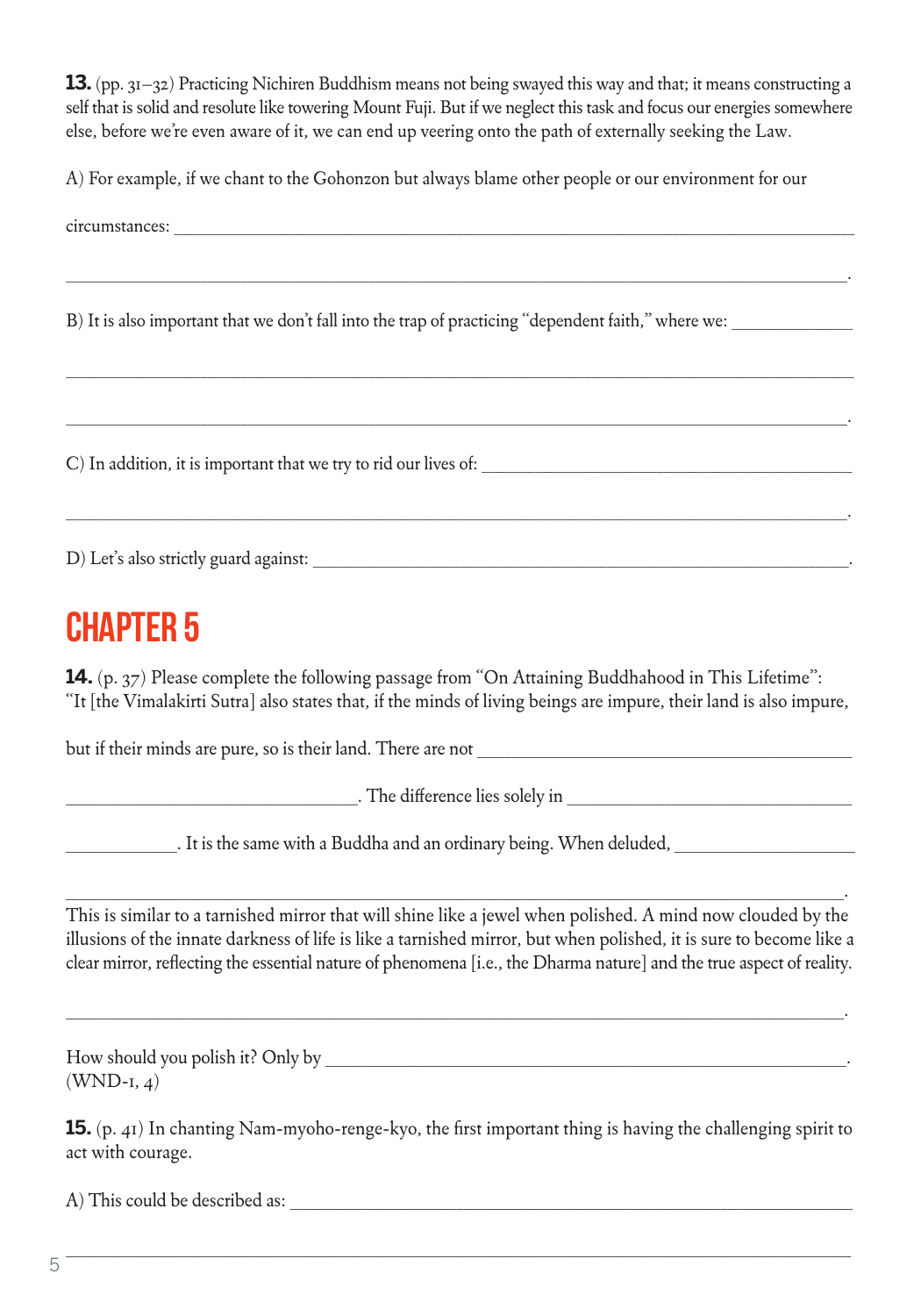**13.** (pp. 31–32) Practicing Nichiren Buddhism means not being swayed this way and that; it means constructing a self that is solid and resolute like towering Mount Fuji. But if we neglect this task and focus our energies somewhere else, before we're even aware of it, we can end up veering onto the path of externally seeking the Law.

A) For example, if we chant to the Gohonzon but always blame other people or our environment for our circumstances: ______________________________________________________________________

______________________________________________________________________.

B) It is also important that we don't fall into the trap of practicing "dependent faith," where we: __________

______________________________________________________________________

______________________________________________________________________.

C) In addition, it is important that we try to rid our lives of: ______________________________

______________________________________________________________________.

D) Let's also strictly guard against: ______________________________________________.

# CHAPTER 5

**14.** (p. 37) Please complete the following passage from "On Attaining Buddhahood in This Lifetime": "It [the Vimalakirti Sutra] also states that, if the minds of living beings are impure, their land is also impure, but if their minds are pure, so is their land. There are not ______________________________

______________________. The difference lies solely in ______________________

__________. It is the same with a Buddha and an ordinary being. When deluded, ______________

______________________________________________________________________.

This is similar to a tarnished mirror that will shine like a jewel when polished. A mind now clouded by the illusions of the innate darkness of life is like a tarnished mirror, but when polished, it is sure to become like a clear mirror, reflecting the essential nature of phenomena [i.e., the Dharma nature] and the true aspect of reality.

______________________________________________________________________.

How should you polish it? Only by ______________________________________________.
(WND-1, 4)

**15.** (p. 41) In chanting Nam-myoho-renge-kyo, the first important thing is having the challenging spirit to act with courage.

A) This could be described as: ______________________________________________

______________________________________________________________________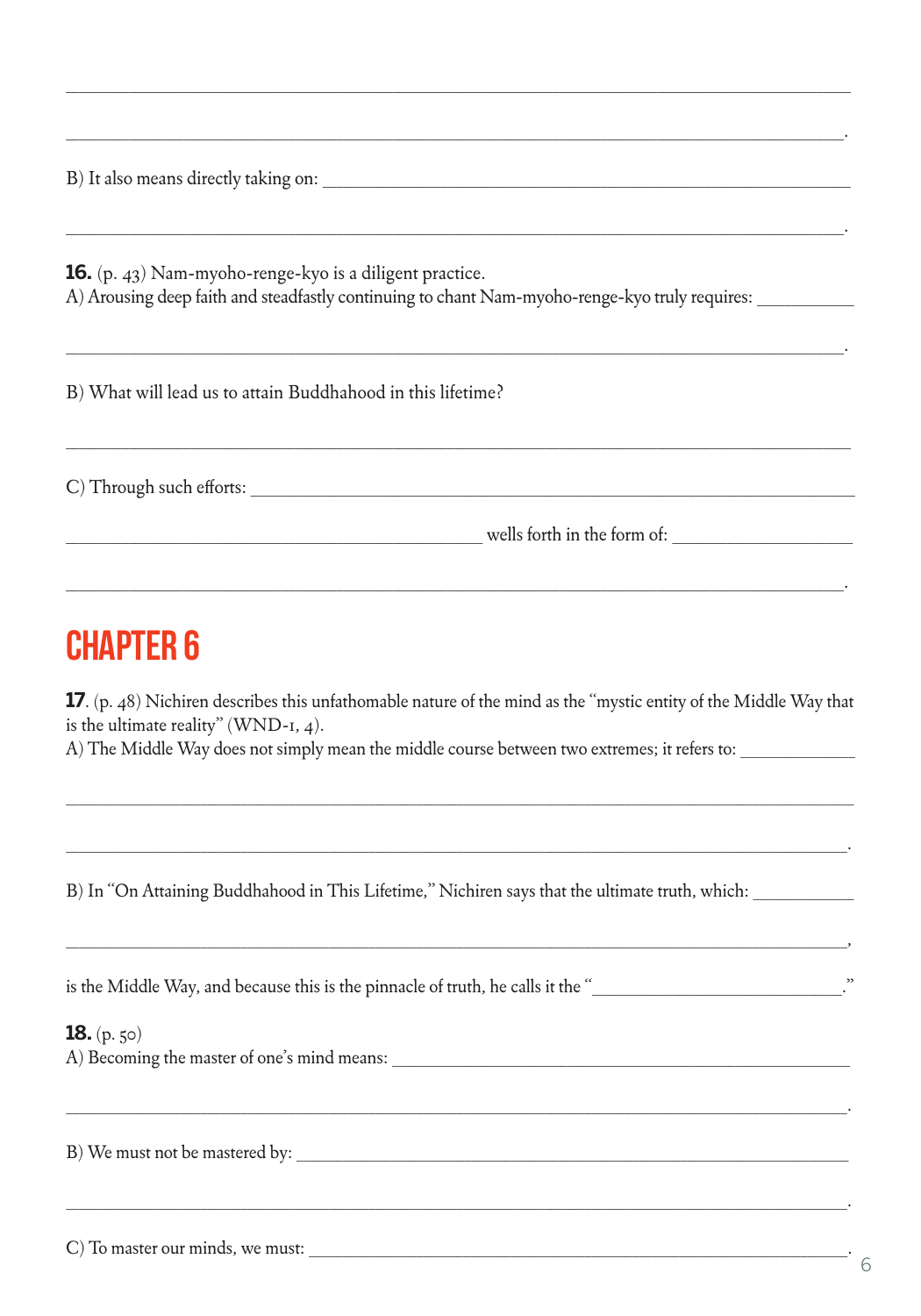________________________________________________________________________________

________________________________________________________________________________.

B) It also means directly taking on: ____________________________________________

________________________________________________________________________________.

**16.** (p. 43) Nam-myoho-renge-kyo is a diligent practice.
A) Arousing deep faith and steadfastly continuing to chant Nam-myoho-renge-kyo truly requires: __________

________________________________________________________________________________.

B) What will lead us to attain Buddhahood in this lifetime?

________________________________________________________________________________

C) Through such efforts: ________________________________________________________

_____________________________________ wells forth in the form of: __________________

________________________________________________________________________________.

# CHAPTER 6

**17**. (p. 48) Nichiren describes this unfathomable nature of the mind as the "mystic entity of the Middle Way that is the ultimate reality" (WND-1, 4).
A) The Middle Way does not simply mean the middle course between two extremes; it refers to: ____________

________________________________________________________________________________

________________________________________________________________________________.

B) In "On Attaining Buddhahood in This Lifetime," Nichiren says that the ultimate truth, which: ___________

________________________________________________________________________________,

is the Middle Way, and because this is the pinnacle of truth, he calls it the "___________________________."

**18.** (p. 50)
A) Becoming the master of one's mind means: ______________________________________

________________________________________________________________________________.

B) We must not be mastered by: __________________________________________________

________________________________________________________________________________.

C) To master our minds, we must: ________________________________________________.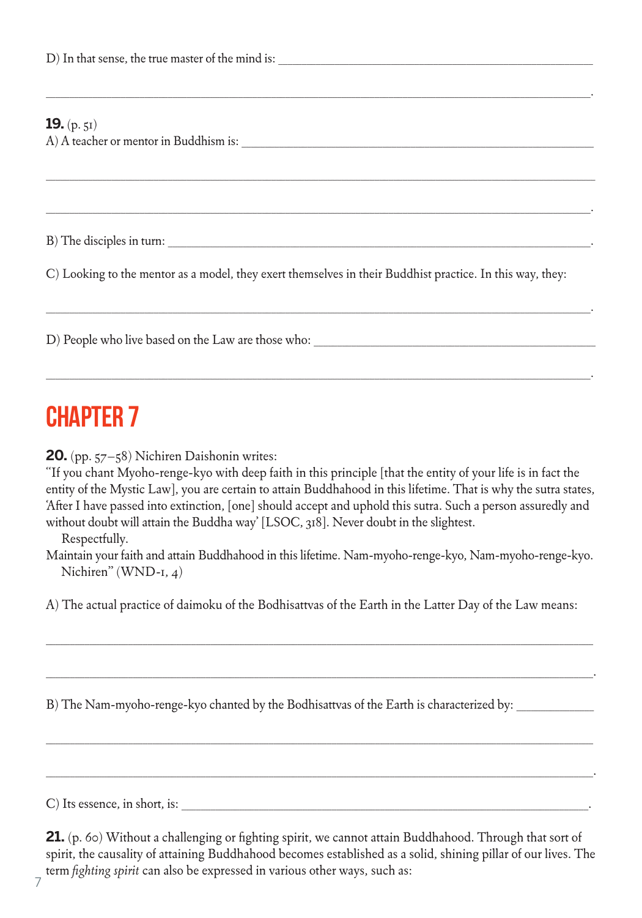D) In that sense, the true master of the mind is: ___________________________________________________

___________________________________________________________________________________________.

**19.** (p. 51)
A) A teacher or mentor in Buddhism is: _____________________________________________________

___________________________________________________________________________________________

___________________________________________________________________________________________.

B) The disciples in turn: ____________________________________________________________________.

C) Looking to the mentor as a model, they exert themselves in their Buddhist practice. In this way, they:

___________________________________________________________________________________________.

D) People who live based on the Law are those who: ___________________________________________

___________________________________________________________________________________________.

# CHAPTER 7

**20.** (pp. 57–58) Nichiren Daishonin writes:
"If you chant Myoho-renge-kyo with deep faith in this principle [that the entity of your life is in fact the entity of the Mystic Law], you are certain to attain Buddhahood in this lifetime. That is why the sutra states, 'After I have passed into extinction, [one] should accept and uphold this sutra. Such a person assuredly and without doubt will attain the Buddha way' [LSOC, 318]. Never doubt in the slightest.
Respectfully.
Maintain your faith and attain Buddhahood in this lifetime. Nam-myoho-renge-kyo, Nam-myoho-renge-kyo.
Nichiren" (WND-1, 4)

A) The actual practice of daimoku of the Bodhisattvas of the Earth in the Latter Day of the Law means:

___________________________________________________________________________________________

___________________________________________________________________________________________.

B) The Nam-myoho-renge-kyo chanted by the Bodhisattvas of the Earth is characterized by: ___________

___________________________________________________________________________________________

___________________________________________________________________________________________.

C) Its essence, in short, is: ___________________________________________________________________.

**21.** (p. 60) Without a challenging or fighting spirit, we cannot attain Buddhahood. Through that sort of spirit, the causality of attaining Buddhahood becomes established as a solid, shining pillar of our lives. The term *fighting spirit* can also be expressed in various other ways, such as: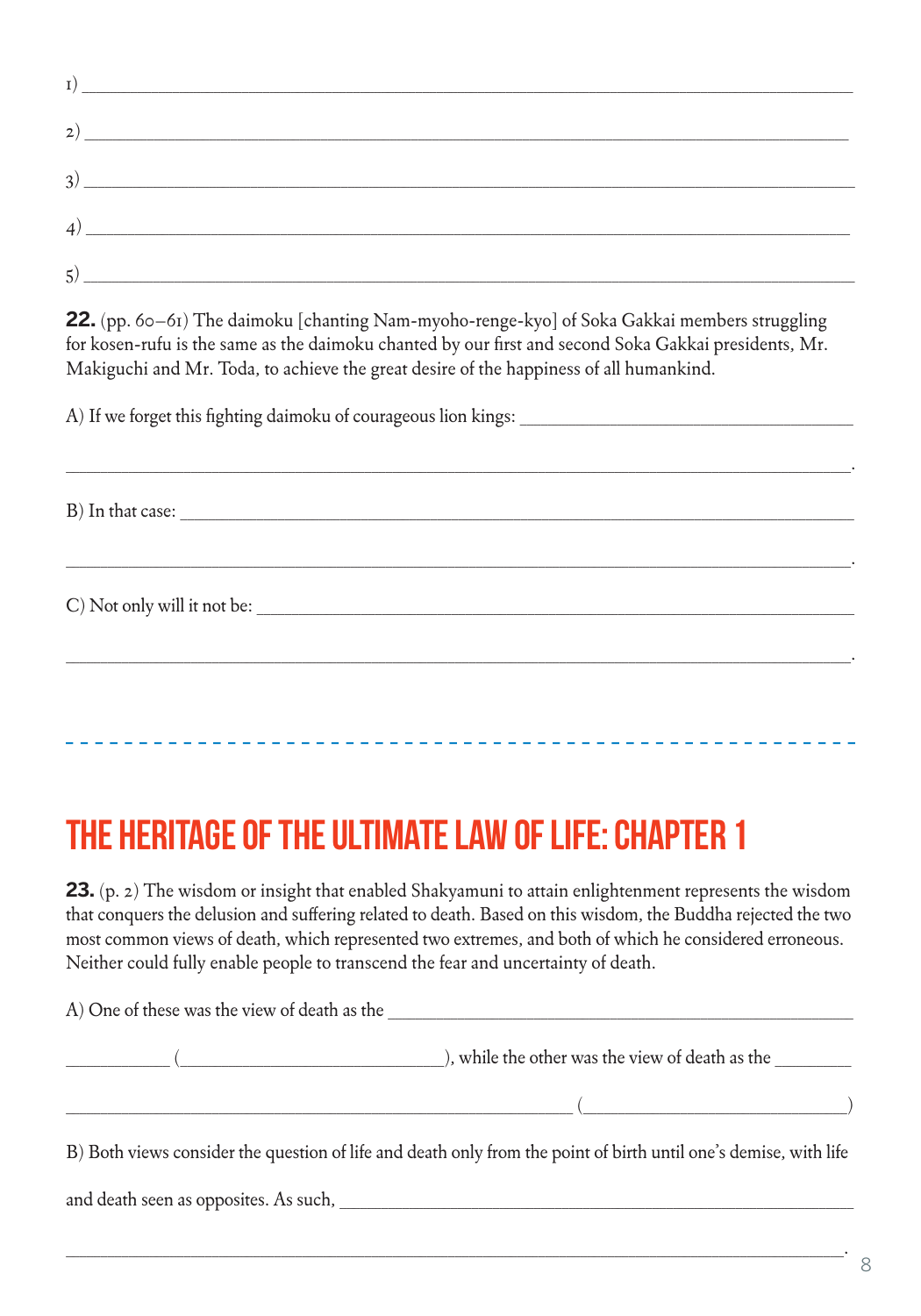1) ______________________________________________________________

2) ______________________________________________________________

3) ______________________________________________________________

4) ______________________________________________________________

5) ______________________________________________________________

**22.** (pp. 60–61) The daimoku [chanting Nam-myoho-renge-kyo] of Soka Gakkai members struggling for kosen-rufu is the same as the daimoku chanted by our first and second Soka Gakkai presidents, Mr. Makiguchi and Mr. Toda, to achieve the great desire of the happiness of all humankind.

A) If we forget this fighting daimoku of courageous lion kings: ______________________________

______________________________________________________________.

B) In that case: ______________________________________________________________

______________________________________________________________.

C) Not only will it not be: ______________________________________________________

______________________________________________________________.

# THE HERITAGE OF THE ULTIMATE LAW OF LIFE: CHAPTER 1

**23.** (p. 2) The wisdom or insight that enabled Shakyamuni to attain enlightenment represents the wisdom that conquers the delusion and suffering related to death. Based on this wisdom, the Buddha rejected the two most common views of death, which represented two extremes, and both of which he considered erroneous. Neither could fully enable people to transcend the fear and uncertainty of death.

A) One of these was the view of death as the ______________________________________

__________ (__________________________), while the other was the view of death as the ________

______________________________________________ (__________________________)

B) Both views consider the question of life and death only from the point of birth until one's demise, with life and death seen as opposites. As such, ______________________________________________

______________________________________________________________.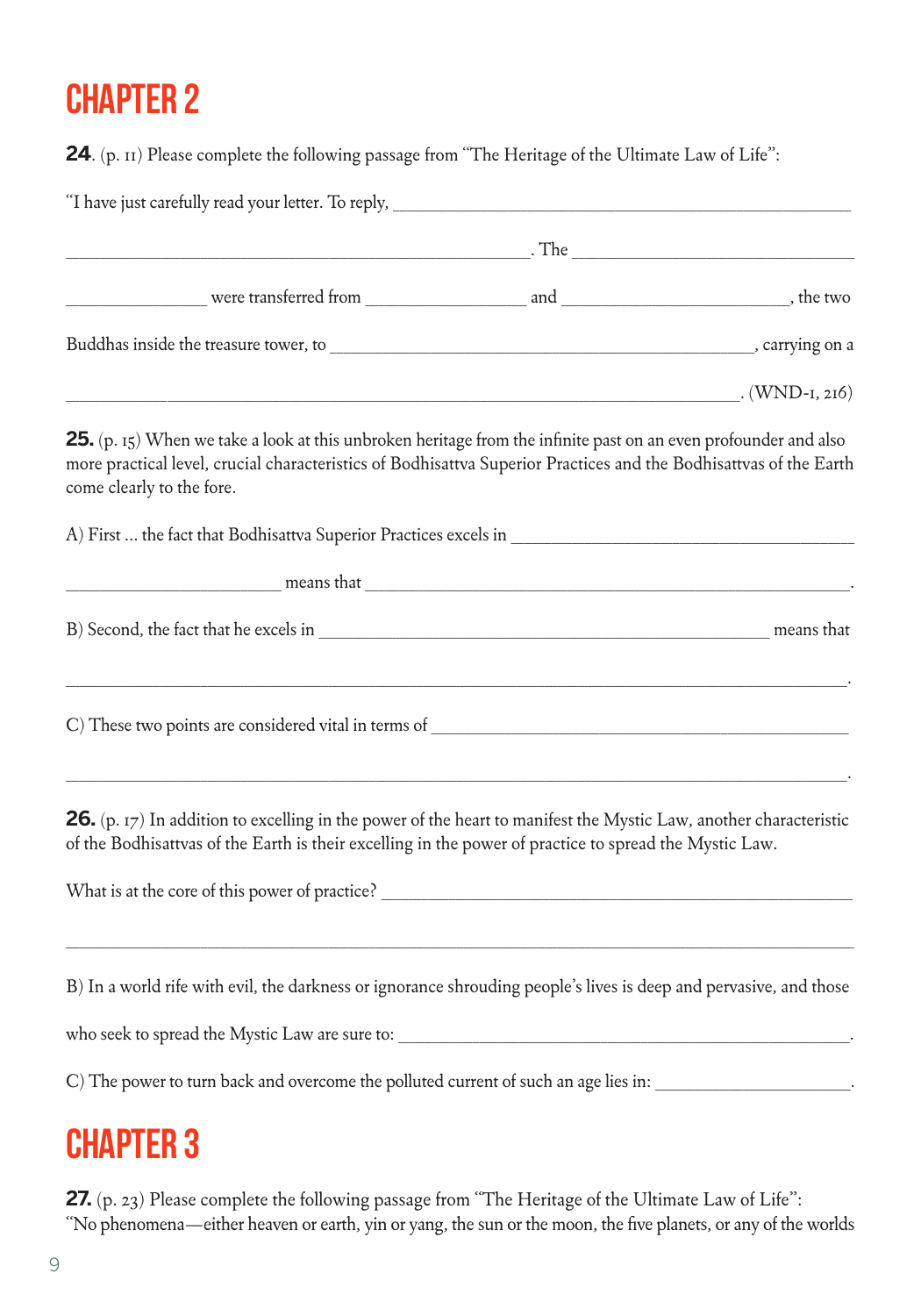# CHAPTER 2

**24**. (p. 11) Please complete the following passage from "The Heritage of the Ultimate Law of Life":

"I have just carefully read your letter. To reply, ______________________________________________

______________________________________________. The ______________________________

________________ were transferred from ________________ and ________________________, the two

Buddhas inside the treasure tower, to ______________________________________________, carrying on a

______________________________________________________________________. (WND-1, 216)

**25.** (p. 15) When we take a look at this unbroken heritage from the infinite past on an even profounder and also more practical level, crucial characteristics of Bodhisattva Superior Practices and the Bodhisattvas of the Earth come clearly to the fore.

A) First ... the fact that Bodhisattva Superior Practices excels in ____________________________________

________________________ means that ______________________________________________________.

B) Second, the fact that he excels in ______________________________________________ means that

__________________________________________________________________________________.

C) These two points are considered vital in terms of ___________________________________________

__________________________________________________________________________________.

**26.** (p. 17) In addition to excelling in the power of the heart to manifest the Mystic Law, another characteristic of the Bodhisattvas of the Earth is their excelling in the power of practice to spread the Mystic Law.

What is at the core of this power of practice? ________________________________________________

__________________________________________________________________________________

B) In a world rife with evil, the darkness or ignorance shrouding people's lives is deep and pervasive, and those who seek to spread the Mystic Law are sure to: ________________________________________________.

C) The power to turn back and overcome the polluted current of such an age lies in: ____________________.

# CHAPTER 3

**27.** (p. 23) Please complete the following passage from "The Heritage of the Ultimate Law of Life":
"No phenomena—either heaven or earth, yin or yang, the sun or the moon, the five planets, or any of the worlds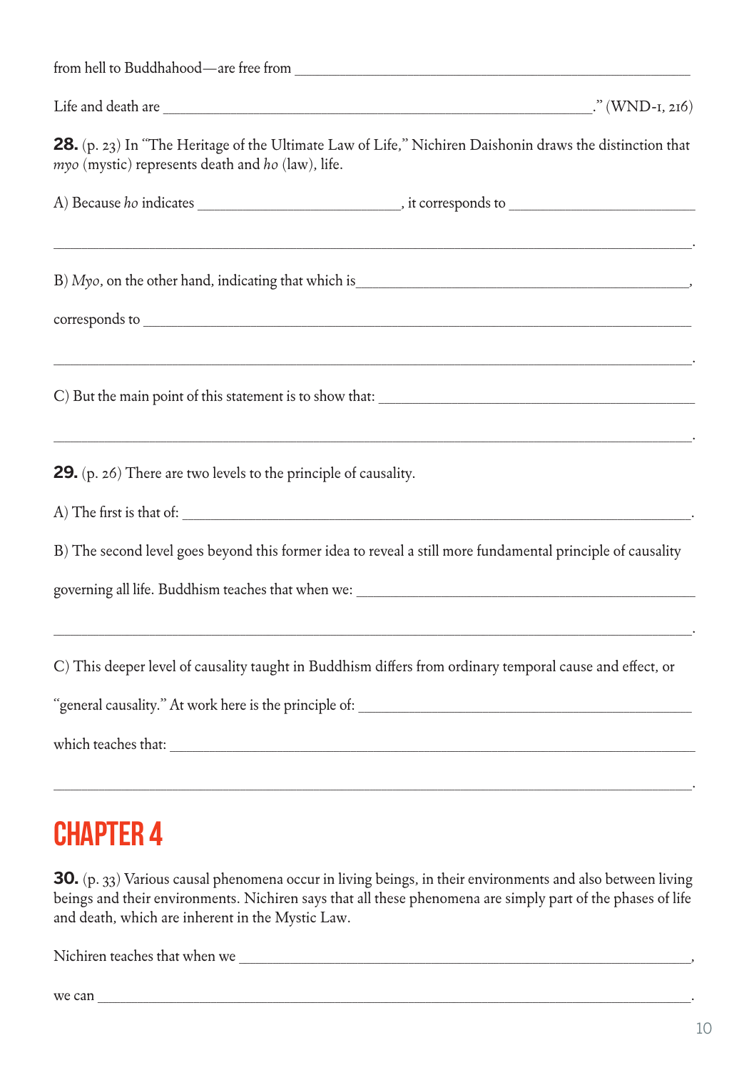from hell to Buddhahood—are free from ______________________________________________

Life and death are ______________________________________________." (WND-1, 216)

**28.** (p. 23) In "The Heritage of the Ultimate Law of Life," Nichiren Daishonin draws the distinction that *myo* (mystic) represents death and *ho* (law), life.

A) Because *ho* indicates ____________________, it corresponds to ____________________

______________________________________________________________________.

B) *Myo*, on the other hand, indicating that which is ______________________________________,

corresponds to ______________________________________________________________

______________________________________________________________________.

C) But the main point of this statement is to show that: ______________________________

______________________________________________________________________.

**29.** (p. 26) There are two levels to the principle of causality.

A) The first is that of: ______________________________________________________.

B) The second level goes beyond this former idea to reveal a still more fundamental principle of causality

governing all life. Buddhism teaches that when we: ______________________________________

______________________________________________________________________.

C) This deeper level of causality taught in Buddhism differs from ordinary temporal cause and effect, or

"general causality." At work here is the principle of: ______________________________________

which teaches that: ______________________________________________________________

______________________________________________________________________.

# CHAPTER 4

**30.** (p. 33) Various causal phenomena occur in living beings, in their environments and also between living beings and their environments. Nichiren says that all these phenomena are simply part of the phases of life and death, which are inherent in the Mystic Law.

Nichiren teaches that when we ______________________________________________________,

we can ______________________________________________________________________.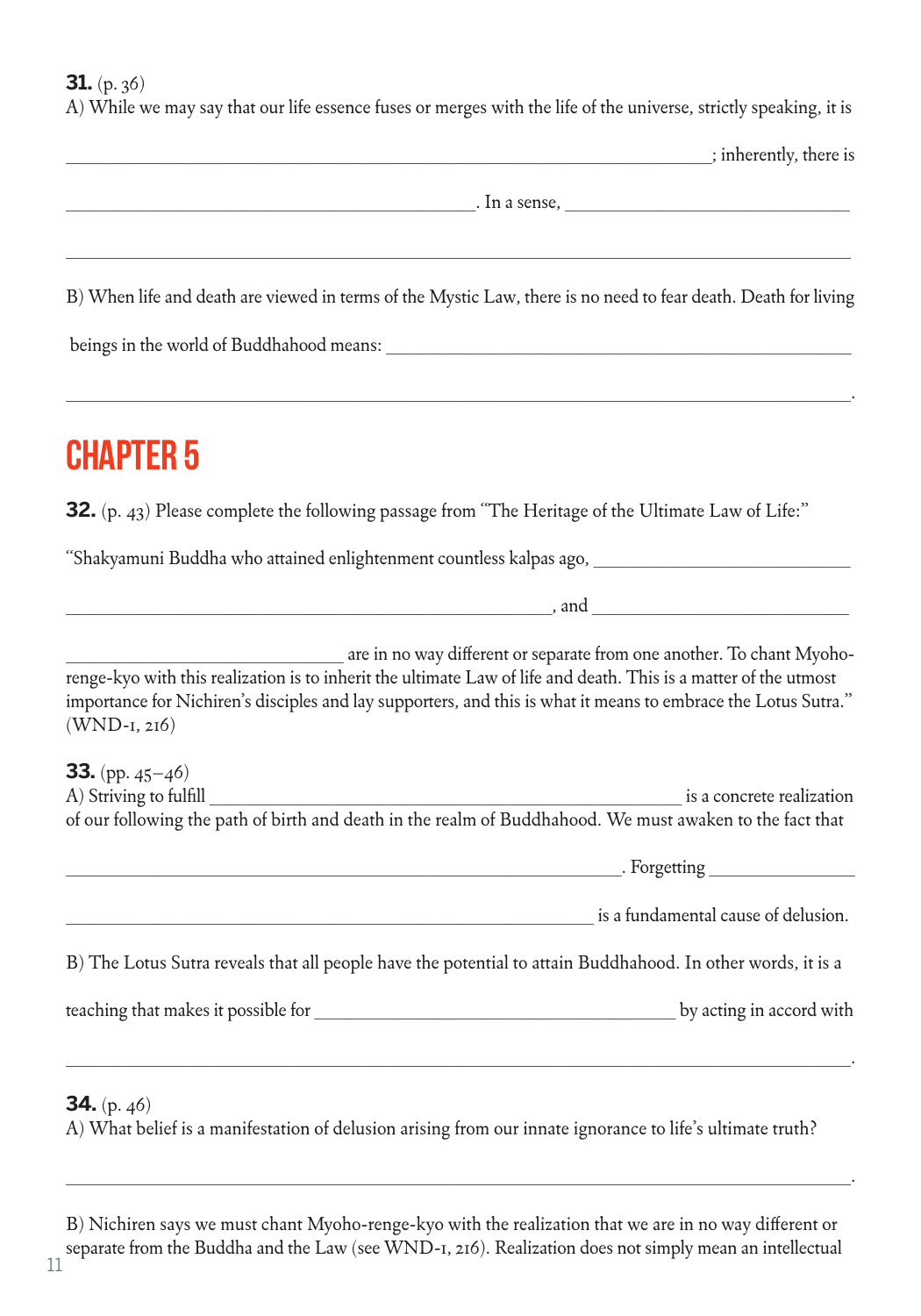**31.** (p. 36)
A) While we may say that our life essence fuses or merges with the life of the universe, strictly speaking, it is

__________________________________________________________; inherently, there is

____________________________________. In a sense, ________________________

______________________________________________________________________

B) When life and death are viewed in terms of the Mystic Law, there is no need to fear death. Death for living

beings in the world of Buddhahood means: __________________________________________

______________________________________________________________________.

# CHAPTER 5

**32.** (p. 43) Please complete the following passage from "The Heritage of the Ultimate Law of Life:"

"Shakyamuni Buddha who attained enlightenment countless kalpas ago, _____________________

__________________________________________, and _____________________

________________________ are in no way different or separate from one another. To chant Myoho-renge-kyo with this realization is to inherit the ultimate Law of life and death. This is a matter of the utmost importance for Nichiren's disciples and lay supporters, and this is what it means to embrace the Lotus Sutra." (WND-1, 216)

**33.** (pp. 45–46)
A) Striving to fulfill __________________________________________ is a concrete realization of our following the path of birth and death in the realm of Buddhahood. We must awaken to the fact that

________________________________________________. Forgetting ____________

_____________________________________________ is a fundamental cause of delusion.

B) The Lotus Sutra reveals that all people have the potential to attain Buddhahood. In other words, it is a

teaching that makes it possible for ________________________________ by acting in accord with

______________________________________________________________________.

**34.** (p. 46)
A) What belief is a manifestation of delusion arising from our innate ignorance to life's ultimate truth?

______________________________________________________________________.

B) Nichiren says we must chant Myoho-renge-kyo with the realization that we are in no way different or separate from the Buddha and the Law (see WND-1, 216). Realization does not simply mean an intellectual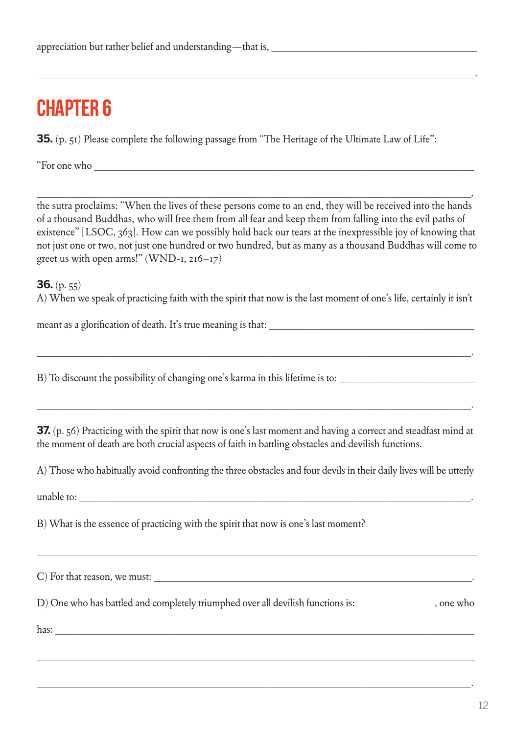appreciation but rather belief and understanding—that is, ________________________________________

________________________________________________________________________________.

# CHAPTER 6

**35.** (p. 51) Please complete the following passage from "The Heritage of the Ultimate Law of Life":

"For one who ________________________________________________________________________

________________________________________________________________________________,
the sutra proclaims: "When the lives of these persons come to an end, they will be received into the hands of a thousand Buddhas, who will free them from all fear and keep them from falling into the evil paths of existence" [LSOC, 363]. How can we possibly hold back our tears at the inexpressible joy of knowing that not just one or two, not just one hundred or two hundred, but as many as a thousand Buddhas will come to greet us with open arms!" (WND-1, 216–17)

**36.** (p. 55)

A) When we speak of practicing faith with the spirit that now is the last moment of one's life, certainly it isn't meant as a glorification of death. It's true meaning is that: ________________________________________

________________________________________________________________________________.

B) To discount the possibility of changing one's karma in this lifetime is to: __________________________

________________________________________________________________________________.

**37.** (p. 56) Practicing with the spirit that now is one's last moment and having a correct and steadfast mind at the moment of death are both crucial aspects of faith in battling obstacles and devilish functions.

A) Those who habitually avoid confronting the three obstacles and four devils in their daily lives will be utterly unable to: ________________________________________________________________________.

B) What is the essence of practicing with the spirit that now is one's last moment?

________________________________________________________________________________

C) For that reason, we must: _________________________________________________________________.

D) One who has battled and completely triumphed over all devilish functions is: _______________, one who has: ________________________________________________________________________________

________________________________________________________________________________

________________________________________________________________________________.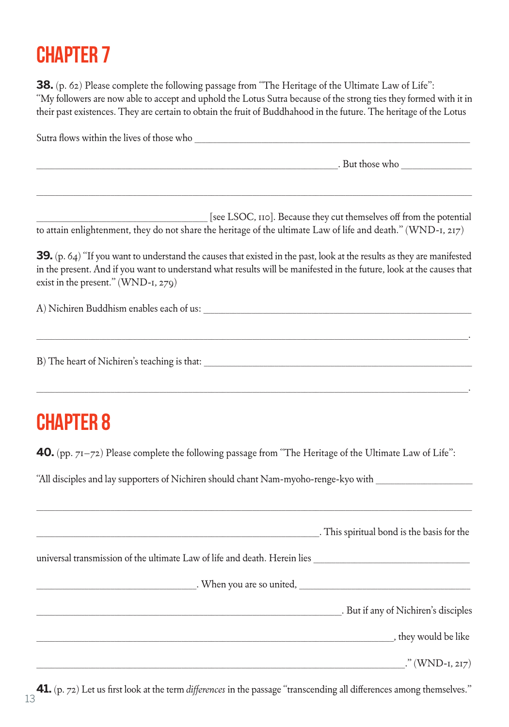# CHAPTER 7

**38.** (p. 62) Please complete the following passage from "The Heritage of the Ultimate Law of Life": "My followers are now able to accept and uphold the Lotus Sutra because of the strong ties they formed with it in their past existences. They are certain to obtain the fruit of Buddhahood in the future. The heritage of the Lotus Sutra flows within the lives of those who ______________________________________________

______________________________________________. But those who ______________

______________________________________________

______________________________ [see LSOC, 110]. Because they cut themselves off from the potential to attain enlightenment, they do not share the heritage of the ultimate Law of life and death." (WND-1, 217)

**39.** (p. 64) "If you want to understand the causes that existed in the past, look at the results as they are manifested in the present. And if you want to understand what results will be manifested in the future, look at the causes that exist in the present." (WND-1, 279)

A) Nichiren Buddhism enables each of us: ______________________________________________

______________________________________________.

B) The heart of Nichiren's teaching is that: ______________________________________________

______________________________________________.

# CHAPTER 8

**40.** (pp. 71–72) Please complete the following passage from "The Heritage of the Ultimate Law of Life":

"All disciples and lay supporters of Nichiren should chant Nam-myoho-renge-kyo with ______________

______________________________________________

______________________________________________. This spiritual bond is the basis for the universal transmission of the ultimate Law of life and death. Herein lies ______________________________

______________________________. When you are so united, ______________________________

______________________________________________. But if any of Nichiren's disciples

______________________________________________, they would be like

______________________________________________." (WND-1, 217)

**41.** (p. 72) Let us first look at the term *differences* in the passage "transcending all differences among themselves."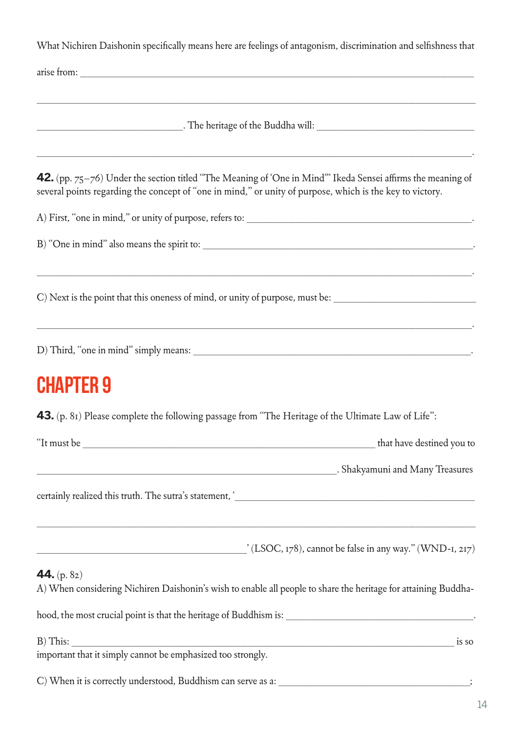What Nichiren Daishonin specifically means here are feelings of antagonism, discrimination and selfishness that arise from: ______________________________________________________________________________

______________________________________________________________________________

______________________________. The heritage of the Buddha will: ________________________________

______________________________________________________________________________.

**42.** (pp. 75–76) Under the section titled "The Meaning of 'One in Mind'" Ikeda Sensei affirms the meaning of several points regarding the concept of "one in mind," or unity of purpose, which is the key to victory.

A) First, "one in mind," or unity of purpose, refers to: ______________________________________________.

B) "One in mind" also means the spirit to: ______________________________________________________.

______________________________________________________________________________.

C) Next is the point that this oneness of mind, or unity of purpose, must be: ____________________________

______________________________________________________________________________.

D) Third, "one in mind" simply means: __________________________________________________________.

# CHAPTER 9

**43.** (p. 81) Please complete the following passage from "The Heritage of the Ultimate Law of Life":

"It must be ______________________________________________________________ that have destined you to

_________________________________________________________________. Shakyamuni and Many Treasures

certainly realized this truth. The sutra's statement, '__________________________________________________

______________________________________________________________________________

___________________________________________' (LSOC, 178), cannot be false in any way." (WND-1, 217)

**44.** (p. 82)
A) When considering Nichiren Daishonin's wish to enable all people to share the heritage for attaining Buddhahood, the most crucial point is that the heritage of Buddhism is: ________________________________________.

B) This: _________________________________________________________________________________ is so important that it simply cannot be emphasized too strongly.

C) When it is correctly understood, Buddhism can serve as a: ________________________________________;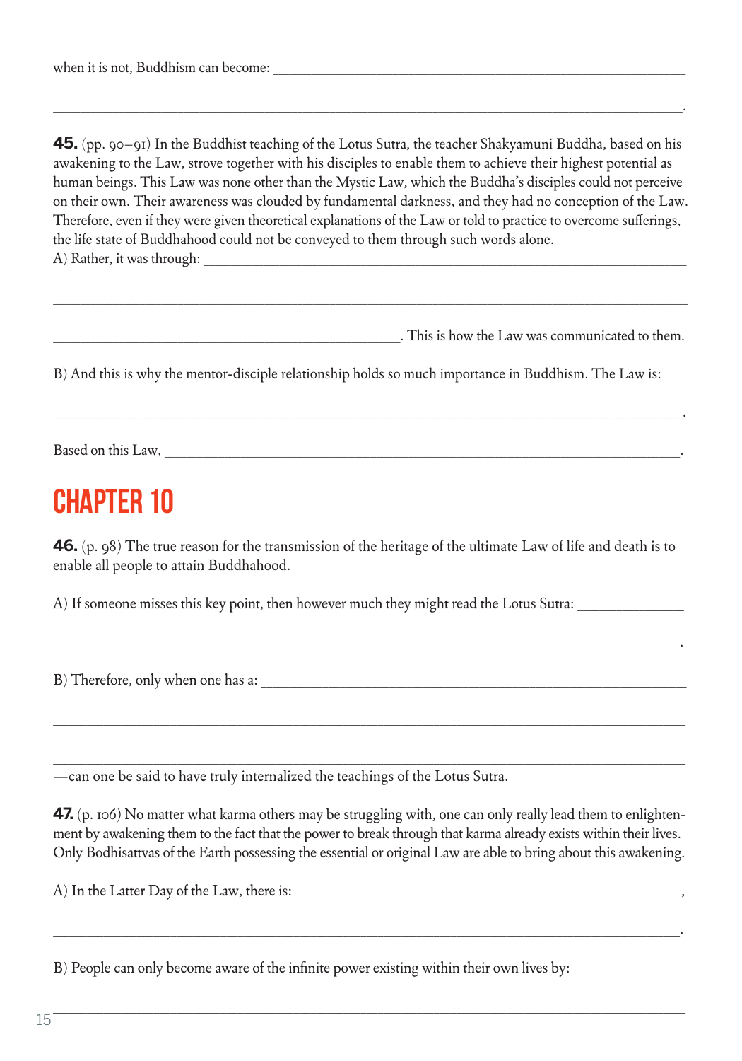when it is not, Buddhism can become: ____________________________________________________________

______________________________________________________________________________________.

**45.** (pp. 90–91) In the Buddhist teaching of the Lotus Sutra, the teacher Shakyamuni Buddha, based on his awakening to the Law, strove together with his disciples to enable them to achieve their highest potential as human beings. This Law was none other than the Mystic Law, which the Buddha's disciples could not perceive on their own. Their awareness was clouded by fundamental darkness, and they had no conception of the Law. Therefore, even if they were given theoretical explanations of the Law or told to practice to overcome sufferings, the life state of Buddhahood could not be conveyed to them through such words alone.

A) Rather, it was through: ______________________________________________________________

______________________________________________________________________________________

_______________________________________________. This is how the Law was communicated to them.

B) And this is why the mentor-disciple relationship holds so much importance in Buddhism. The Law is:

______________________________________________________________________________________.

Based on this Law, ____________________________________________________________________.

# CHAPTER 10

**46.** (p. 98) The true reason for the transmission of the heritage of the ultimate Law of life and death is to enable all people to attain Buddhahood.

A) If someone misses this key point, then however much they might read the Lotus Sutra: ______________

______________________________________________________________________________________.

B) Therefore, only when one has a: __________________________________________________________

______________________________________________________________________________________

______________________________________________________________________________________

—can one be said to have truly internalized the teachings of the Lotus Sutra.

**47.** (p. 106) No matter what karma others may be struggling with, one can only really lead them to enlightenment by awakening them to the fact that the power to break through that karma already exists within their lives. Only Bodhisattvas of the Earth possessing the essential or original Law are able to bring about this awakening.

A) In the Latter Day of the Law, there is: ______________________________________________________,

______________________________________________________________________________________.

B) People can only become aware of the infinite power existing within their own lives by: ______________

______________________________________________________________________________________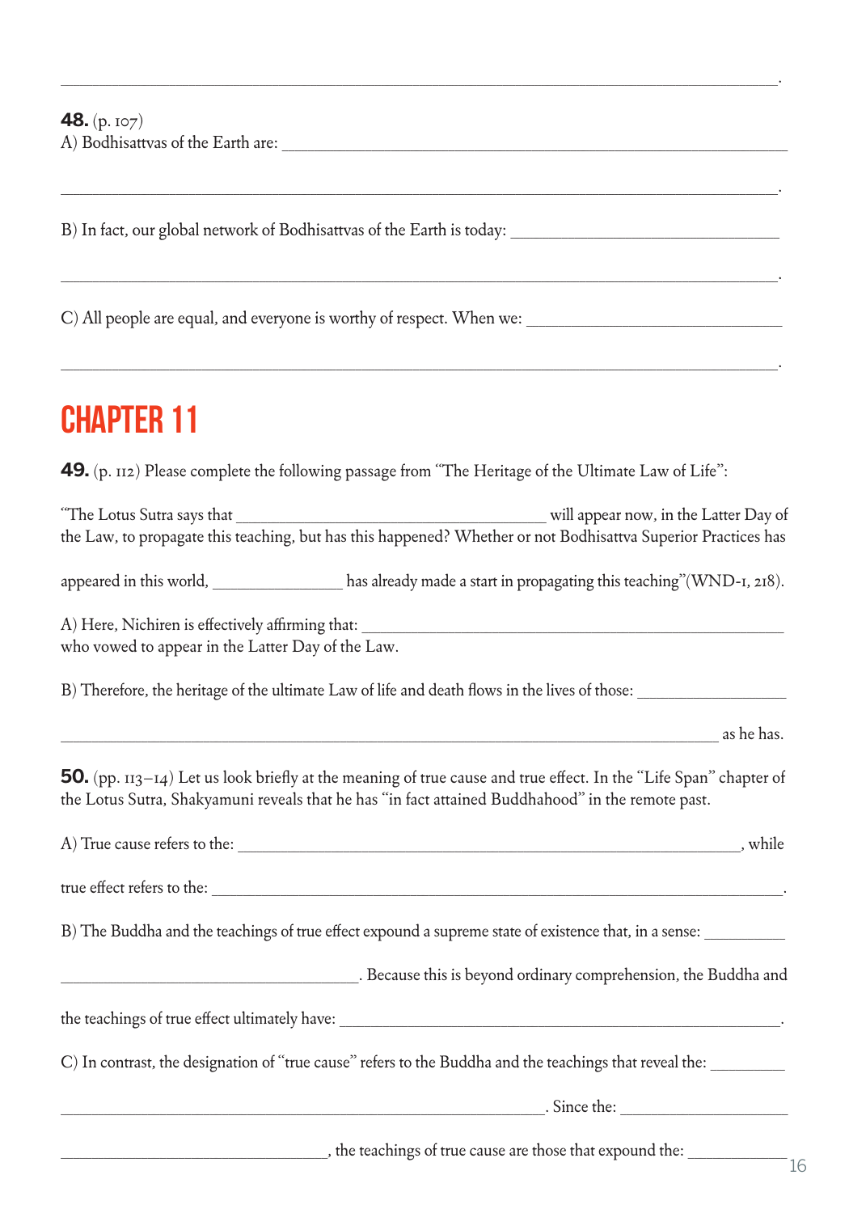______________________________________________________________________________.

**48.** (p. 107)
A) Bodhisattvas of the Earth are: ______________________________________________________

______________________________________________________________________________.

B) In fact, our global network of Bodhisattvas of the Earth is today: ___________________________

______________________________________________________________________________.

C) All people are equal, and everyone is worthy of respect. When we: ___________________________

______________________________________________________________________________.

# CHAPTER 11

**49.** (p. 112) Please complete the following passage from "The Heritage of the Ultimate Law of Life":

"The Lotus Sutra says that ______________________________ will appear now, in the Latter Day of the Law, to propagate this teaching, but has this happened? Whether or not Bodhisattva Superior Practices has appeared in this world, ____________ has already made a start in propagating this teaching" (WND-1, 218).

A) Here, Nichiren is effectively affirming that: ______________________________________________ who vowed to appear in the Latter Day of the Law.

B) Therefore, the heritage of the ultimate Law of life and death flows in the lives of those: _____________

_________________________________________________________________________ as he has.

**50.** (pp. 113–14) Let us look briefly at the meaning of true cause and true effect. In the "Life Span" chapter of the Lotus Sutra, Shakyamuni reveals that he has "in fact attained Buddhahood" in the remote past.

A) True cause refers to the: _______________________________________________________, while true effect refers to the: ___________________________________________________________.

B) The Buddha and the teachings of true effect expound a supreme state of existence that, in a sense: ________

__________________________________. Because this is beyond ordinary comprehension, the Buddha and the teachings of true effect ultimately have: ________________________________________________.

C) In contrast, the designation of "true cause" refers to the Buddha and the teachings that reveal the: ________

________________________________________________________. Since the: __________________

______________________________, the teachings of true cause are those that expound the: ___________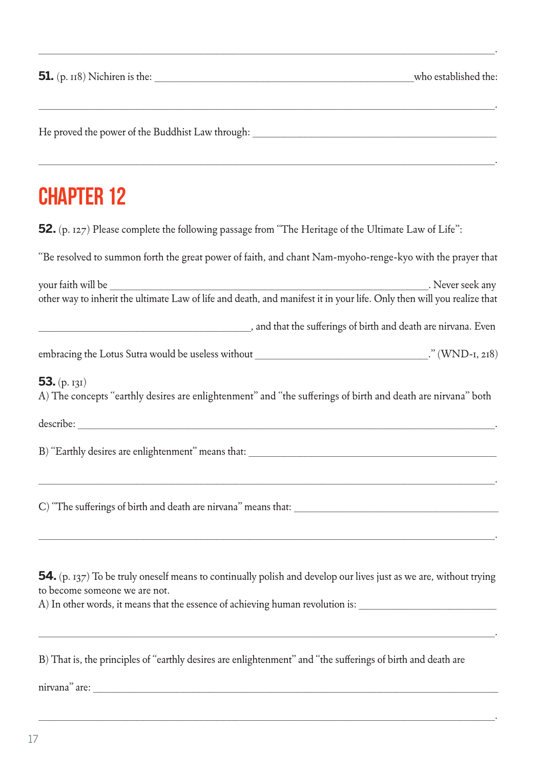\_\_\_\_\_\_\_\_\_\_\_\_\_\_\_\_\_\_\_\_\_\_\_\_\_\_\_\_\_\_\_\_\_\_\_\_\_\_\_\_\_\_\_\_\_\_\_\_\_\_\_\_\_\_\_\_\_\_\_\_\_\_\_\_\_\_\_\_\_\_\_\_\_\_\_\_\_\_\_\_.

**51.** (p. 118) Nichiren is the: \_\_\_\_\_\_\_\_\_\_\_\_\_\_\_\_\_\_\_\_\_\_\_\_\_\_\_\_\_\_\_\_\_\_\_\_\_\_\_\_\_\_ who established the:

\_\_\_\_\_\_\_\_\_\_\_\_\_\_\_\_\_\_\_\_\_\_\_\_\_\_\_\_\_\_\_\_\_\_\_\_\_\_\_\_\_\_\_\_\_\_\_\_\_\_\_\_\_\_\_\_\_\_\_\_\_\_\_\_\_\_\_\_\_\_\_\_\_\_\_\_\_\_\_\_.

He proved the power of the Buddhist Law through: \_\_\_\_\_\_\_\_\_\_\_\_\_\_\_\_\_\_\_\_\_\_\_\_\_\_\_\_\_\_\_\_\_\_\_\_\_\_\_\_\_\_

\_\_\_\_\_\_\_\_\_\_\_\_\_\_\_\_\_\_\_\_\_\_\_\_\_\_\_\_\_\_\_\_\_\_\_\_\_\_\_\_\_\_\_\_\_\_\_\_\_\_\_\_\_\_\_\_\_\_\_\_\_\_\_\_\_\_\_\_\_\_\_\_\_\_\_\_\_\_\_\_.

# CHAPTER 12

**52.** (p. 127) Please complete the following passage from "The Heritage of the Ultimate Law of Life":

"Be resolved to summon forth the great power of faith, and chant Nam-myoho-renge-kyo with the prayer that your faith will be \_\_\_\_\_\_\_\_\_\_\_\_\_\_\_\_\_\_\_\_\_\_\_\_\_\_\_\_\_\_\_\_\_\_\_\_\_\_\_\_\_\_\_\_\_\_\_\_\_\_\_\_\_\_\_\_. Never seek any other way to inherit the ultimate Law of life and death, and manifest it in your life. Only then will you realize that \_\_\_\_\_\_\_\_\_\_\_\_\_\_\_\_\_\_\_\_\_\_\_\_\_\_\_\_\_\_\_\_\_\_\_\_\_\_\_\_, and that the sufferings of birth and death are nirvana. Even embracing the Lotus Sutra would be useless without \_\_\_\_\_\_\_\_\_\_\_\_\_\_\_\_\_\_\_\_\_\_\_\_\_\_\_\_\_\_\_\_." (WND-1, 218)

**53.** (p. 131)

A) The concepts "earthly desires are enlightenment" and "the sufferings of birth and death are nirvana" both describe: \_\_\_\_\_\_\_\_\_\_\_\_\_\_\_\_\_\_\_\_\_\_\_\_\_\_\_\_\_\_\_\_\_\_\_\_\_\_\_\_\_\_\_\_\_\_\_\_\_\_\_\_\_\_\_\_\_\_\_\_\_\_\_\_\_\_\_\_\_\_.

B) "Earthly desires are enlightenment" means that: \_\_\_\_\_\_\_\_\_\_\_\_\_\_\_\_\_\_\_\_\_\_\_\_\_\_\_\_\_\_\_\_\_\_\_\_\_\_\_\_\_\_

\_\_\_\_\_\_\_\_\_\_\_\_\_\_\_\_\_\_\_\_\_\_\_\_\_\_\_\_\_\_\_\_\_\_\_\_\_\_\_\_\_\_\_\_\_\_\_\_\_\_\_\_\_\_\_\_\_\_\_\_\_\_\_\_\_\_\_\_\_\_\_\_\_\_\_\_\_\_\_\_.

C) "The sufferings of birth and death are nirvana" means that: \_\_\_\_\_\_\_\_\_\_\_\_\_\_\_\_\_\_\_\_\_\_\_\_\_\_\_\_\_\_\_\_\_\_\_

\_\_\_\_\_\_\_\_\_\_\_\_\_\_\_\_\_\_\_\_\_\_\_\_\_\_\_\_\_\_\_\_\_\_\_\_\_\_\_\_\_\_\_\_\_\_\_\_\_\_\_\_\_\_\_\_\_\_\_\_\_\_\_\_\_\_\_\_\_\_\_\_\_\_\_\_\_\_\_\_.

**54.** (p. 137) To be truly oneself means to continually polish and develop our lives just as we are, without trying to become someone we are not.

A) In other words, it means that the essence of achieving human revolution is: \_\_\_\_\_\_\_\_\_\_\_\_\_\_\_\_\_\_\_\_\_\_\_\_

\_\_\_\_\_\_\_\_\_\_\_\_\_\_\_\_\_\_\_\_\_\_\_\_\_\_\_\_\_\_\_\_\_\_\_\_\_\_\_\_\_\_\_\_\_\_\_\_\_\_\_\_\_\_\_\_\_\_\_\_\_\_\_\_\_\_\_\_\_\_\_\_\_\_\_\_\_\_\_\_.

B) That is, the principles of "earthly desires are enlightenment" and "the sufferings of birth and death are nirvana" are: \_\_\_\_\_\_\_\_\_\_\_\_\_\_\_\_\_\_\_\_\_\_\_\_\_\_\_\_\_\_\_\_\_\_\_\_\_\_\_\_\_\_\_\_\_\_\_\_\_\_\_\_\_\_\_\_\_\_\_\_\_\_\_\_\_\_\_\_\_\_\_\_

\_\_\_\_\_\_\_\_\_\_\_\_\_\_\_\_\_\_\_\_\_\_\_\_\_\_\_\_\_\_\_\_\_\_\_\_\_\_\_\_\_\_\_\_\_\_\_\_\_\_\_\_\_\_\_\_\_\_\_\_\_\_\_\_\_\_\_\_\_\_\_\_\_\_\_\_\_\_\_\_.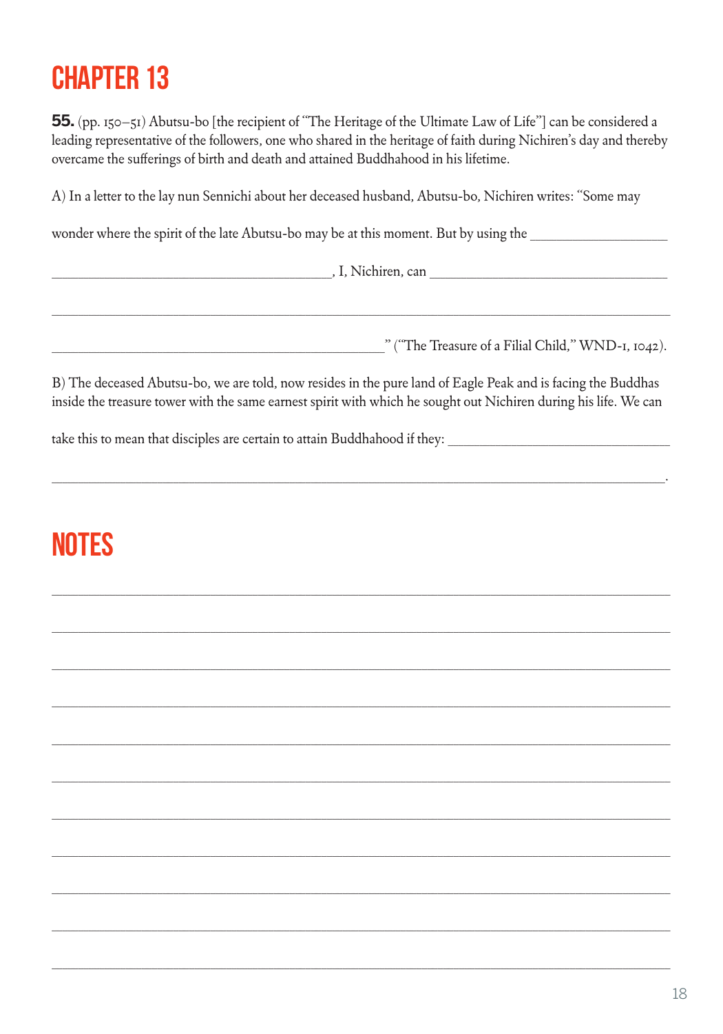# CHAPTER 13

**55.** (pp. 150–51) Abutsu-bo [the recipient of "The Heritage of the Ultimate Law of Life"] can be considered a leading representative of the followers, one who shared in the heritage of faith during Nichiren's day and thereby overcame the sufferings of birth and death and attained Buddhahood in his lifetime.

A) In a letter to the lay nun Sennichi about her deceased husband, Abutsu-bo, Nichiren writes: "Some may wonder where the spirit of the late Abutsu-bo may be at this moment. But by using the ____________________ ____________________________________________, I, Nichiren, can ____________________________________ ____________________________________________________________________________________________ ____________________________________________________" ("The Treasure of a Filial Child," WND-1, 1042).

B) The deceased Abutsu-bo, we are told, now resides in the pure land of Eagle Peak and is facing the Buddhas inside the treasure tower with the same earnest spirit with which he sought out Nichiren during his life. We can take this to mean that disciples are certain to attain Buddhahood if they: ____________________________________ ____________________________________________________________________________________________.

# NOTES

____________________________________________________________________________________________

____________________________________________________________________________________________

____________________________________________________________________________________________

____________________________________________________________________________________________

____________________________________________________________________________________________

____________________________________________________________________________________________

____________________________________________________________________________________________

____________________________________________________________________________________________

____________________________________________________________________________________________

____________________________________________________________________________________________

____________________________________________________________________________________________